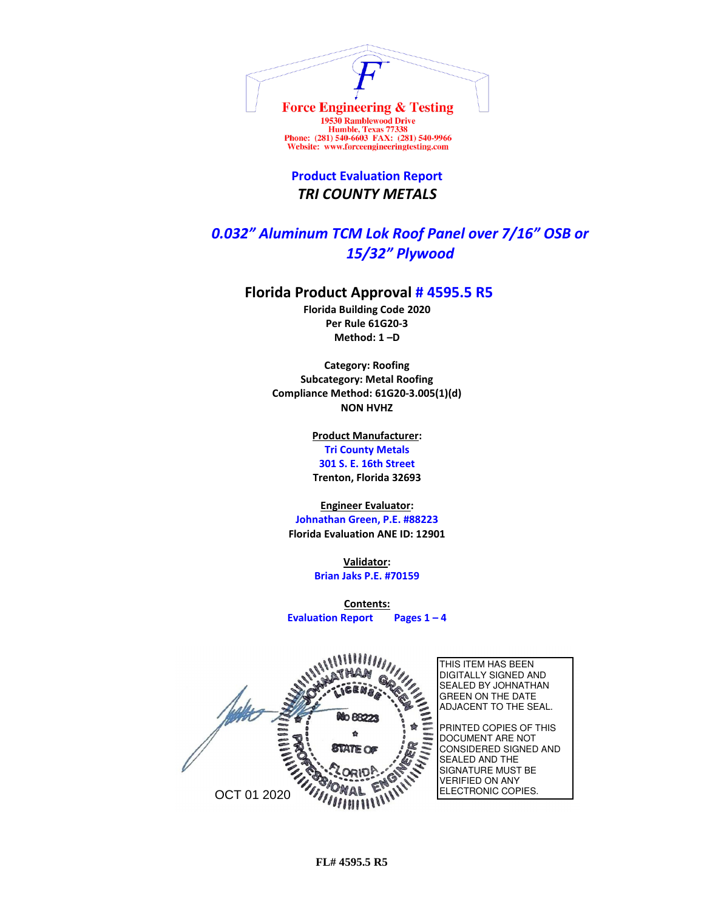**Force Engineering & Testing**
19530 Ramblewood Drive
Humble, Texas 77338
Phone: (281) 540-6603 FAX: (281) 540-9966
Website: www.forceengineeringtesting.com

# Product Evaluation Report
## *TRI COUNTY METALS*

## *0.032" Aluminum TCM Lok Roof Panel over 7/16" OSB or 15/32" Plywood*

### Florida Product Approval # 4595.5 R5

**Florida Building Code 2020**
**Per Rule 61G20-3**
**Method: 1 –D**

**Category: Roofing**
**Subcategory: Metal Roofing**
**Compliance Method: 61G20-3.005(1)(d)**
**NON HVHZ**

**Product Manufacturer:**
**Tri County Metals**
**301 S. E. 16th Street**
**Trenton, Florida 32693**

**Engineer Evaluator:**
**Johnathan Green, P.E. #88223**
**Florida Evaluation ANE ID: 12901**

**Validator:**
**Brian Jaks P.E. #70159**

**Contents:**
**Evaluation Report Pages 1 – 4**

OCT 01 2020

JOHNATHAN GREEN LICENSE No 88223 STATE OF FLORIDA PROFESSIONAL ENGINEER

THIS ITEM HAS BEEN DIGITALLY SIGNED AND SEALED BY JOHNATHAN GREEN ON THE DATE ADJACENT TO THE SEAL.

PRINTED COPIES OF THIS DOCUMENT ARE NOT CONSIDERED SIGNED AND SEALED AND THE SIGNATURE MUST BE VERIFIED ON ANY ELECTRONIC COPIES.

FL# 4595.5 R5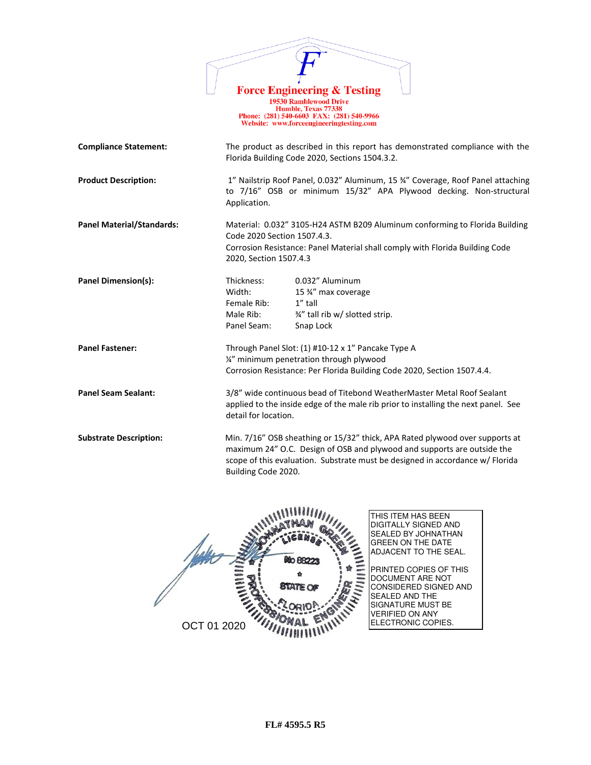**Force Engineering & Testing**
19530 Ramblewood Drive
Humble, Texas 77338
Phone: (281) 540-6603 FAX: (281) 540-9966
Website: www.forceengineeringtesting.com

**Compliance Statement:** The product as described in this report has demonstrated compliance with the Florida Building Code 2020, Sections 1504.3.2.

**Product Description:** 1" Nailstrip Roof Panel, 0.032" Aluminum, 15 ¾" Coverage, Roof Panel attaching to 7/16" OSB or minimum 15/32" APA Plywood decking. Non-structural Application.

**Panel Material/Standards:** Material: 0.032" 3105-H24 ASTM B209 Aluminum conforming to Florida Building Code 2020 Section 1507.4.3.
Corrosion Resistance: Panel Material shall comply with Florida Building Code 2020, Section 1507.4.3

**Panel Dimension(s):**

| | |
|---|---|
| Thickness: | 0.032" Aluminum |
| Width: | 15 ¾" max coverage |
| Female Rib: | 1" tall |
| Male Rib: | ¾" tall rib w/ slotted strip. |
| Panel Seam: | Snap Lock |

**Panel Fastener:** Through Panel Slot: (1) #10-12 x 1" Pancake Type A
¼" minimum penetration through plywood
Corrosion Resistance: Per Florida Building Code 2020, Section 1507.4.4.

**Panel Seam Sealant:** 3/8" wide continuous bead of Titebond WeatherMaster Metal Roof Sealant applied to the inside edge of the male rib prior to installing the next panel. See detail for location.

**Substrate Description:** Min. 7/16" OSB sheathing or 15/32" thick, APA Rated plywood over supports at maximum 24" O.C. Design of OSB and plywood and supports are outside the scope of this evaluation. Substrate must be designed in accordance w/ Florida Building Code 2020.

JOHNATHAN GREEN
LICENSE
No 88223
STATE OF
FLORIDA
PROFESSIONAL ENGINEER

OCT 01 2020

THIS ITEM HAS BEEN DIGITALLY SIGNED AND SEALED BY JOHNATHAN GREEN ON THE DATE ADJACENT TO THE SEAL.

PRINTED COPIES OF THIS DOCUMENT ARE NOT CONSIDERED SIGNED AND SEALED AND THE SIGNATURE MUST BE VERIFIED ON ANY ELECTRONIC COPIES.

**FL# 4595.5 R5**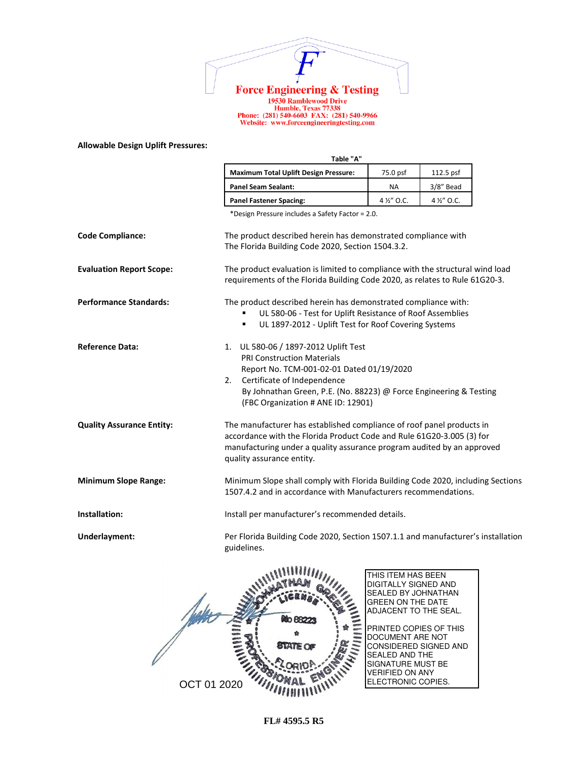**Force Engineering & Testing**
19530 Ramblewood Drive
Humble, Texas 77338
Phone: (281) 540-6603 FAX: (281) 540-9966
Website: www.forceengineeringtesting.com

**Allowable Design Uplift Pressures:**

Table "A"

| **Maximum Total Uplift Design Pressure:** | 75.0 psf | 112.5 psf |
|---|---|---|
| **Panel Seam Sealant:** | NA | 3/8" Bead |
| **Panel Fastener Spacing:** | 4 ½" O.C. | 4 ½" O.C. |

*Design Pressure includes a Safety Factor = 2.0.

**Code Compliance:** The product described herein has demonstrated compliance with The Florida Building Code 2020, Section 1504.3.2.

**Evaluation Report Scope:** The product evaluation is limited to compliance with the structural wind load requirements of the Florida Building Code 2020, as relates to Rule 61G20-3.

**Performance Standards:** The product described herein has demonstrated compliance with:

- UL 580-06 - Test for Uplift Resistance of Roof Assemblies
- UL 1897-2012 - Uplift Test for Roof Covering Systems

**Reference Data:**

1. UL 580-06 / 1897-2012 Uplift Test
   PRI Construction Materials
   Report No. TCM-001-02-01 Dated 01/19/2020
2. Certificate of Independence
   By Johnathan Green, P.E. (No. 88223) @ Force Engineering & Testing
   (FBC Organization # ANE ID: 12901)

**Quality Assurance Entity:** The manufacturer has established compliance of roof panel products in accordance with the Florida Product Code and Rule 61G20-3.005 (3) for manufacturing under a quality assurance program audited by an approved quality assurance entity.

**Minimum Slope Range:** Minimum Slope shall comply with Florida Building Code 2020, including Sections 1507.4.2 and in accordance with Manufacturers recommendations.

**Installation:** Install per manufacturer's recommended details.

**Underlayment:** Per Florida Building Code 2020, Section 1507.1.1 and manufacturer's installation guidelines.

JOHNATHAN GREEN LICENSE No 88223 STATE OF FLORIDA PROFESSIONAL ENGINEER

OCT 01 2020

THIS ITEM HAS BEEN DIGITALLY SIGNED AND SEALED BY JOHNATHAN GREEN ON THE DATE ADJACENT TO THE SEAL.

PRINTED COPIES OF THIS DOCUMENT ARE NOT CONSIDERED SIGNED AND SEALED AND THE SIGNATURE MUST BE VERIFIED ON ANY ELECTRONIC COPIES.

**FL# 4595.5 R5**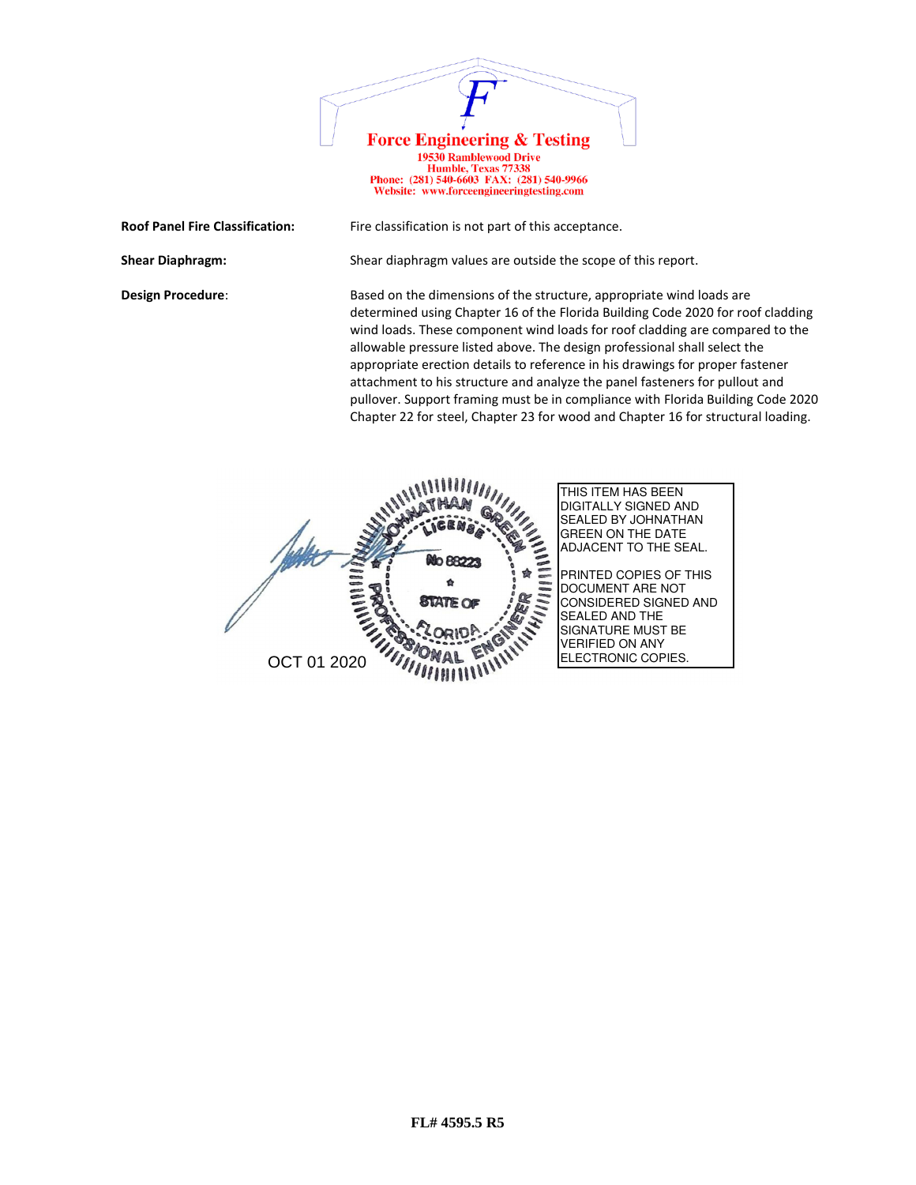**Force Engineering & Testing**
19530 Ramblewood Drive
Humble, Texas 77338
Phone: (281) 540-6603 FAX: (281) 540-9966
Website: www.forceengineeringtesting.com

| | |
|---|---|
| **Roof Panel Fire Classification:** | Fire classification is not part of this acceptance. |
| **Shear Diaphragm:** | Shear diaphragm values are outside the scope of this report. |
| **Design Procedure**: | Based on the dimensions of the structure, appropriate wind loads are determined using Chapter 16 of the Florida Building Code 2020 for roof cladding wind loads. These component wind loads for roof cladding are compared to the allowable pressure listed above. The design professional shall select the appropriate erection details to reference in his drawings for proper fastener attachment to his structure and analyze the panel fasteners for pullout and pullover. Support framing must be in compliance with Florida Building Code 2020 Chapter 22 for steel, Chapter 23 for wood and Chapter 16 for structural loading. |

JOHNATHAN GREEN
LICENSE
No 88223
STATE OF FLORIDA
PROFESSIONAL ENGINEER

OCT 01 2020

THIS ITEM HAS BEEN DIGITALLY SIGNED AND SEALED BY JOHNATHAN GREEN ON THE DATE ADJACENT TO THE SEAL.

PRINTED COPIES OF THIS DOCUMENT ARE NOT CONSIDERED SIGNED AND SEALED AND THE SIGNATURE MUST BE VERIFIED ON ANY ELECTRONIC COPIES.

**FL# 4595.5 R5**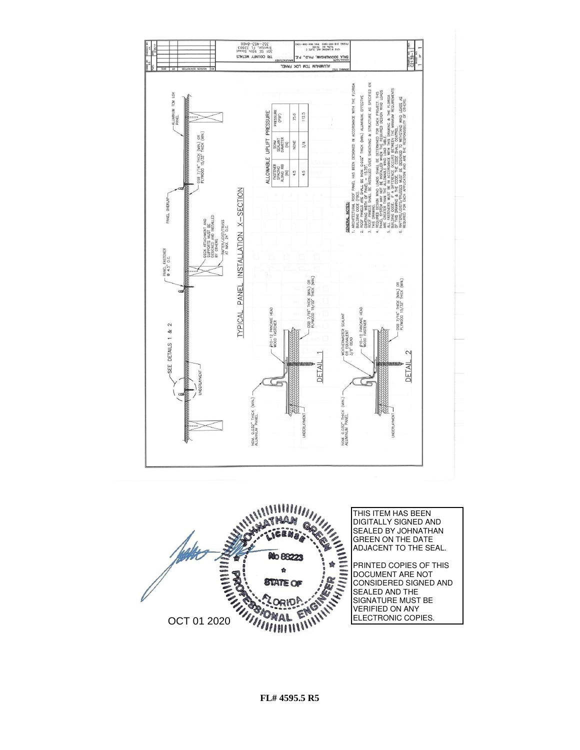TYPICAL PANEL INSTALLATION X-SECTION

SEE DETAILS 1 & 2

PANEL FASTENER @ 4.5" O.C.

PANEL OVERLAP

ALUMINUM TCM LOK PANEL

OSB 7/16" THICK (MIN.) OR PLYWOOD 15/32" THICK (MIN.)

DECK ATTACHMENT AND SUPPORTS MUST BE DESIGNED AND INSTALLED BY OTHERS

RAFTER/JOIST/TRUSS AT MAX. 24" O.C.

UNDERLAYMENT

NOM. 0.032" THICK (MIN.) ALUMINUM PANEL

#10-12 PANCAKE HEAD WOOD FASTENER

DETAIL 1

WEATHERMASTER SEALANT OR EQUIVALENT 3/8" BEAD

DETAIL 2

ALLOWABLE UPLIFT PRESSURE

| FASTENER SPACING ALONG RIB (IN) | SEAM SEALANT DIAMETER (IN) | PRESSURE (PSF) |
|---|---|---|
| 4.5 | NONE | 75.0 |
| 4.5 | 3/8 | 112.5 |

GENERAL NOTES:

1. ARCHITECTURAL ROOF PANEL HAS BEEN DESIGNED IN ACCORDANCE WITH THE FLORIDA BUILDING CODE (FBC).
2. ROOF PANELS ARE SHALL BE NOM. 0.032" THICK (MIN) ALUMINUM. EFFECTIVE COVERING WIDTH OF PANEL = 15.75".
3. ROOF PANELS SHALL BE INSTALLED OVER SHEATHING & STRUCTURE AS SPECIFIED ON THIS DRAWING.
4. REQUIRED DESIGN WIND LOADS SHALL BE DETERMINED FOR EACH PROJECT. THIS PANEL SYSTEM MAY NOT BE INSTALLED WHEN THE REQUIRED DESIGN WIND LOADS ARE GREATER THAN THE ALLOWABLE WIND LOAD TABLE.
5. ALL FASTENERS MUST BE IN ACCORDANCE WITH THIS DRAWING & THE FLORIDA BUILDING CODE. IF A DIFFERENCE OCCURS BETWEEN THE MINIMUM REQUIREMENTS OF THIS DRAWING & THE CODE, THE CODE SHALL CONTROL.
6. RAFTERS/JOISTS/TRUSSES MUST BE DESIGNED TO WITHSTAND WIND LOADS AS REQUIRED FOR EACH APPLICATION AND ARE THE RESPONSIBILITY OF OTHERS.

TRI COUNTY METALS
301 SE 18th Street
Trenton, FL 32693
352-463-8400

BALA SOCKALINGAM, PH.D., P.E.
1216 N LANSING AVE. SUITE C
TULSA, OK 74106
PHONE: 918-619-0802 FAX: 866-366-1543

ALUMINUM TCM LOK PANEL

C2193-1

OCT 01 2020

THIS ITEM HAS BEEN DIGITALLY SIGNED AND SEALED BY JOHNATHAN GREEN ON THE DATE ADJACENT TO THE SEAL.

PRINTED COPIES OF THIS DOCUMENT ARE NOT CONSIDERED SIGNED AND SEALED AND THE SIGNATURE MUST BE VERIFIED ON ANY ELECTRONIC COPIES.

**FL# 4595.5 R5**